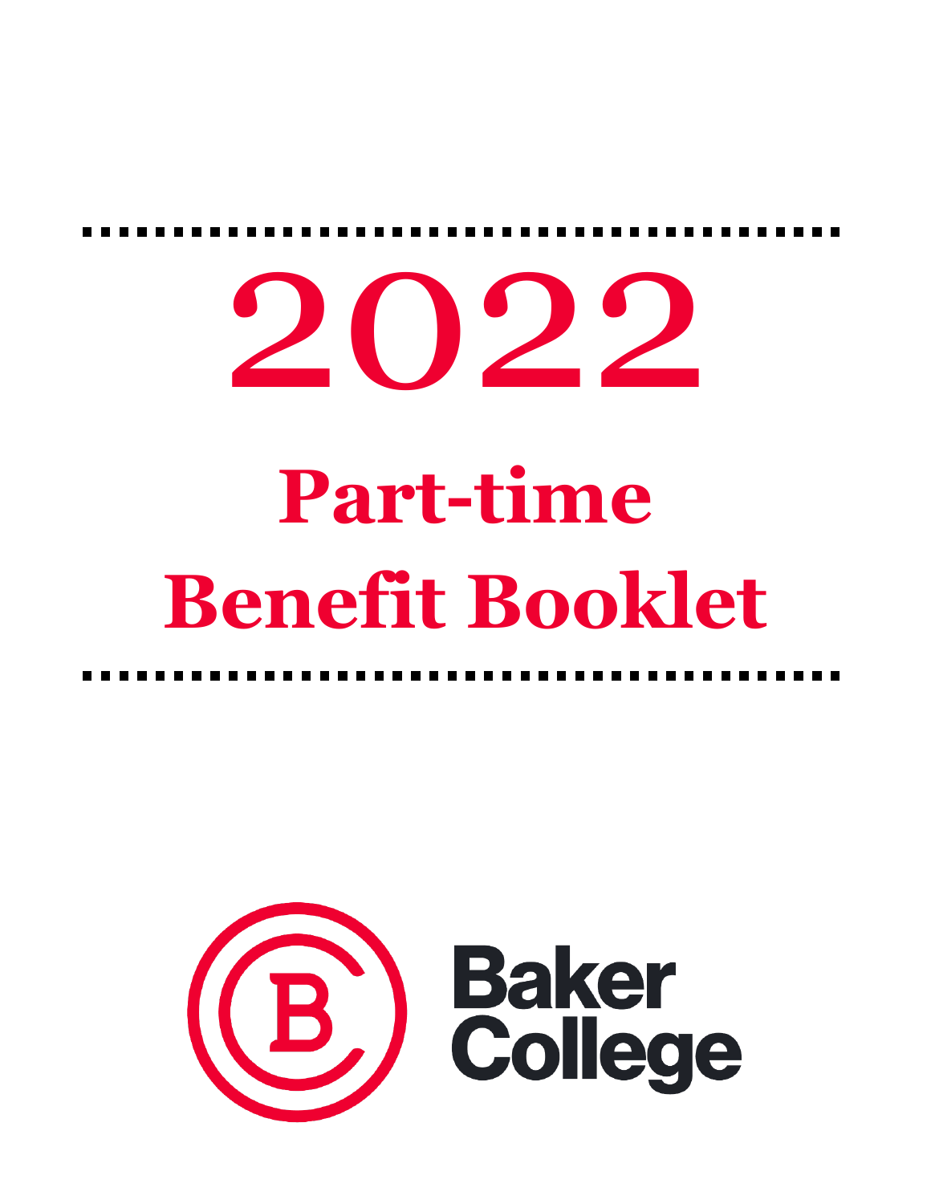# 2022

# Part-time Benefit Booklet

Baker College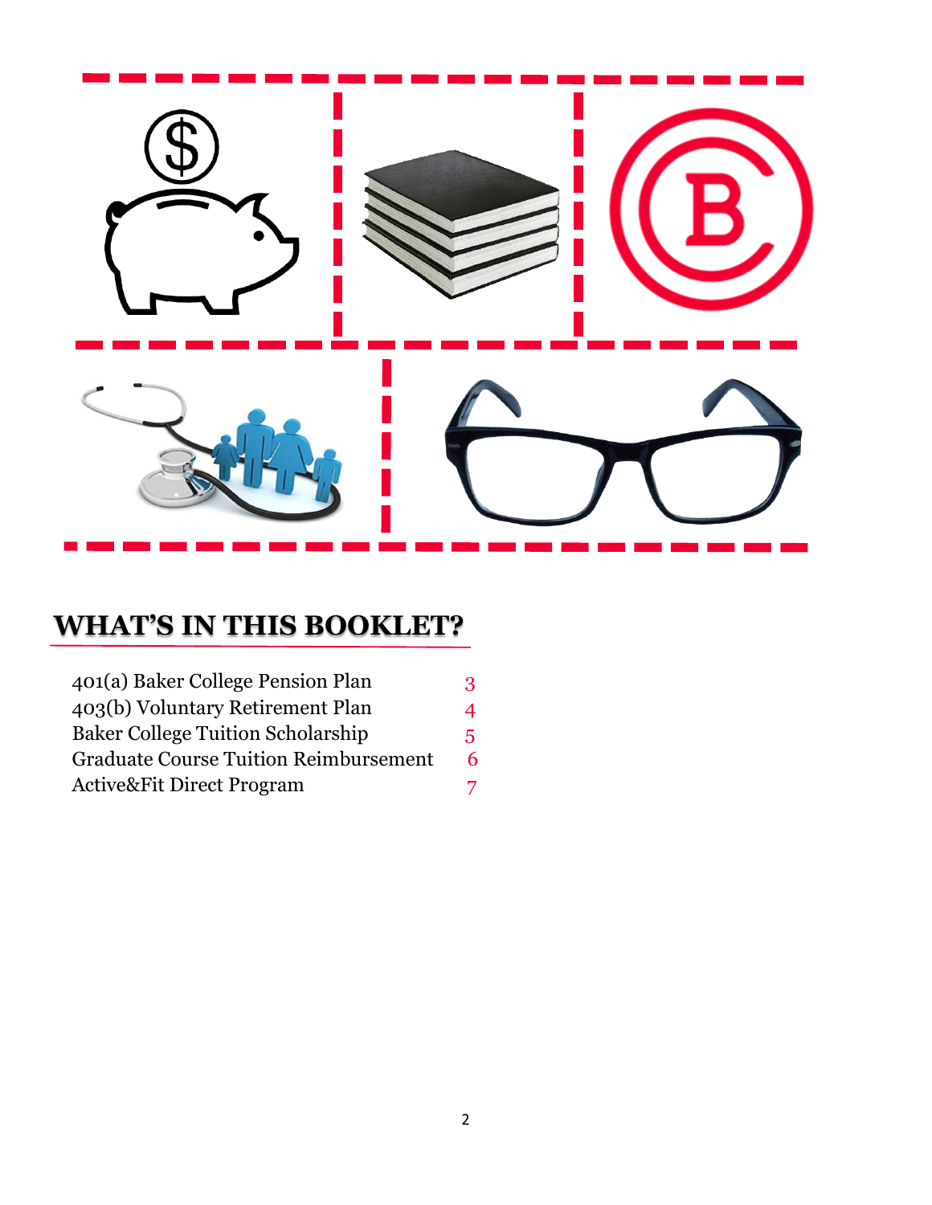## WHAT'S IN THIS BOOKLET?

| | |
|---|---|
| 401(a) Baker College Pension Plan | 3 |
| 403(b) Voluntary Retirement Plan | 4 |
| Baker College Tuition Scholarship | 5 |
| Graduate Course Tuition Reimbursement | 6 |
| Active&Fit Direct Program | 7 |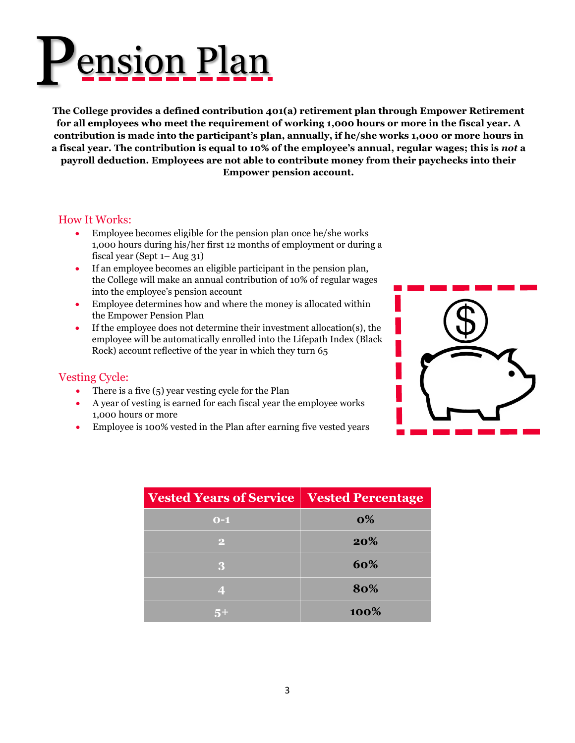# Pension Plan

**The College provides a defined contribution 401(a) retirement plan through Empower Retirement for all employees who meet the requirement of working 1,000 hours or more in the fiscal year. A contribution is made into the participant's plan, annually, if he/she works 1,000 or more hours in a fiscal year. The contribution is equal to 10% of the employee's annual, regular wages; this is *not* a payroll deduction. Employees are not able to contribute money from their paychecks into their Empower pension account.**

## How It Works:

- Employee becomes eligible for the pension plan once he/she works 1,000 hours during his/her first 12 months of employment or during a fiscal year (Sept 1– Aug 31)
- If an employee becomes an eligible participant in the pension plan, the College will make an annual contribution of 10% of regular wages into the employee's pension account
- Employee determines how and where the money is allocated within the Empower Pension Plan
- If the employee does not determine their investment allocation(s), the employee will be automatically enrolled into the Lifepath Index (Black Rock) account reflective of the year in which they turn 65

## Vesting Cycle:

- There is a five (5) year vesting cycle for the Plan
- A year of vesting is earned for each fiscal year the employee works 1,000 hours or more
- Employee is 100% vested in the Plan after earning five vested years

| Vested Years of Service | Vested Percentage |
|---|---|
| 0-1 | 0% |
| 2 | 20% |
| 3 | 60% |
| 4 | 80% |
| 5+ | 100% |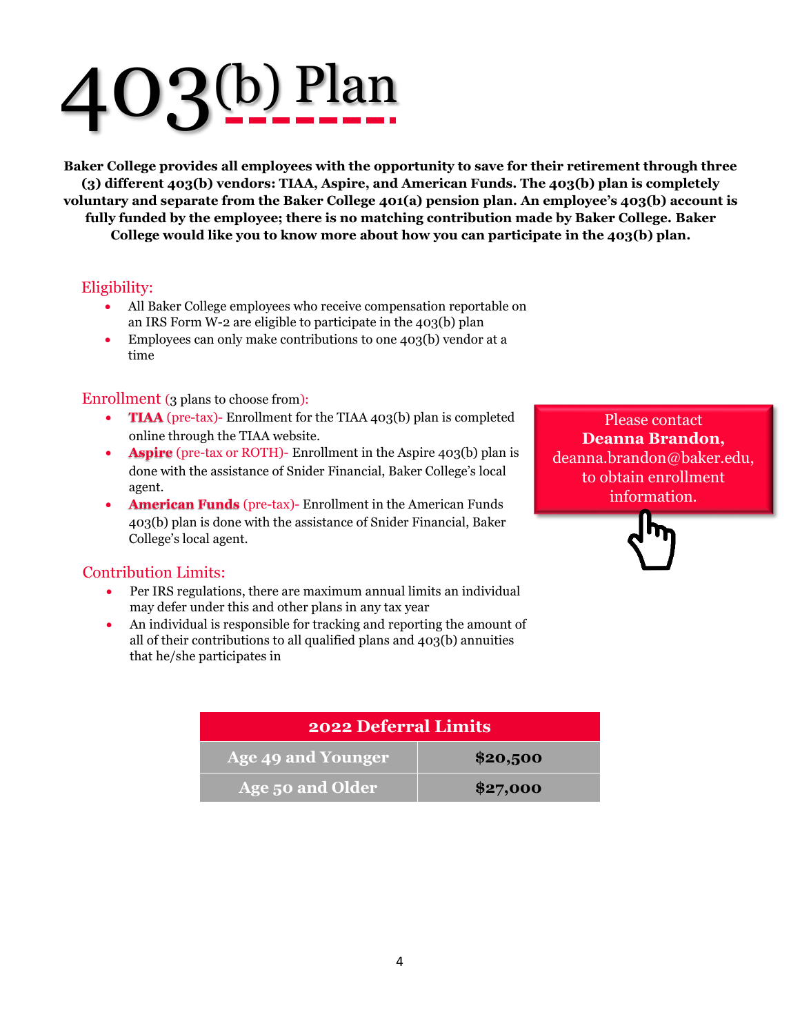# 403(b) Plan

**Baker College provides all employees with the opportunity to save for their retirement through three (3) different 403(b) vendors: TIAA, Aspire, and American Funds. The 403(b) plan is completely voluntary and separate from the Baker College 401(a) pension plan. An employee's 403(b) account is fully funded by the employee; there is no matching contribution made by Baker College. Baker College would like you to know more about how you can participate in the 403(b) plan.**

## Eligibility:

- All Baker College employees who receive compensation reportable on an IRS Form W-2 are eligible to participate in the 403(b) plan
- Employees can only make contributions to one 403(b) vendor at a time

## Enrollment (3 plans to choose from):

- **TIAA** (pre-tax)- Enrollment for the TIAA 403(b) plan is completed online through the TIAA website.
- **Aspire** (pre-tax or ROTH)- Enrollment in the Aspire 403(b) plan is done with the assistance of Snider Financial, Baker College's local agent.
- **American Funds** (pre-tax)- Enrollment in the American Funds 403(b) plan is done with the assistance of Snider Financial, Baker College's local agent.

Please contact **Deanna Brandon,** deanna.brandon@baker.edu, to obtain enrollment information.

## Contribution Limits:

- Per IRS regulations, there are maximum annual limits an individual may defer under this and other plans in any tax year
- An individual is responsible for tracking and reporting the amount of all of their contributions to all qualified plans and 403(b) annuities that he/she participates in

| 2022 Deferral Limits | |
|---|---|
| Age 49 and Younger | $20,500 |
| Age 50 and Older | $27,000 |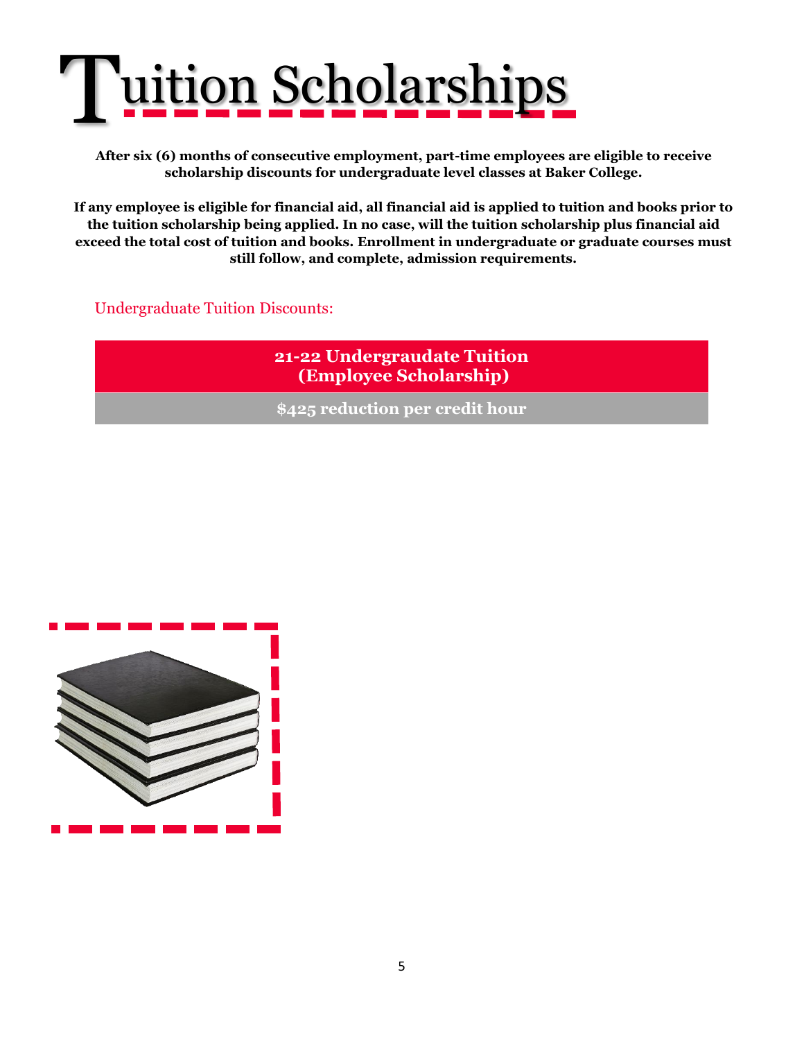# Tuition Scholarships

**After six (6) months of consecutive employment, part-time employees are eligible to receive scholarship discounts for undergraduate level classes at Baker College.**

**If any employee is eligible for financial aid, all financial aid is applied to tuition and books prior to the tuition scholarship being applied. In no case, will the tuition scholarship plus financial aid exceed the total cost of tuition and books. Enrollment in undergraduate or graduate courses must still follow, and complete, admission requirements.**

Undergraduate Tuition Discounts:

| 21-22 Undergraudate Tuition (Employee Scholarship) |
| --- |
| $425 reduction per credit hour |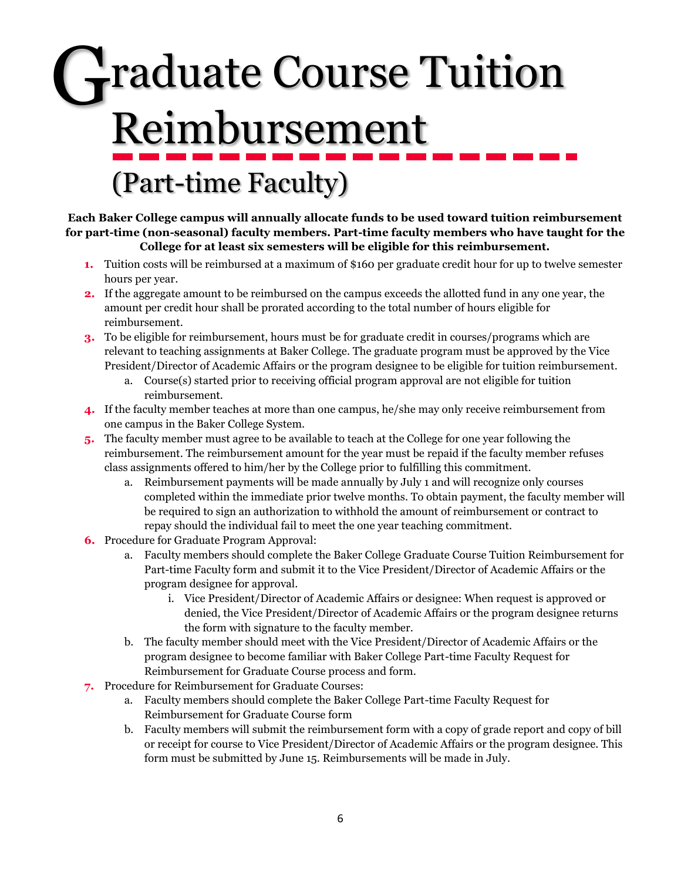# Graduate Course Tuition Reimbursement

## (Part-time Faculty)

**Each Baker College campus will annually allocate funds to be used toward tuition reimbursement for part-time (non-seasonal) faculty members. Part-time faculty members who have taught for the College for at least six semesters will be eligible for this reimbursement.**

1. Tuition costs will be reimbursed at a maximum of $160 per graduate credit hour for up to twelve semester hours per year.
2. If the aggregate amount to be reimbursed on the campus exceeds the allotted fund in any one year, the amount per credit hour shall be prorated according to the total number of hours eligible for reimbursement.
3. To be eligible for reimbursement, hours must be for graduate credit in courses/programs which are relevant to teaching assignments at Baker College. The graduate program must be approved by the Vice President/Director of Academic Affairs or the program designee to be eligible for tuition reimbursement.
    a. Course(s) started prior to receiving official program approval are not eligible for tuition reimbursement.
4. If the faculty member teaches at more than one campus, he/she may only receive reimbursement from one campus in the Baker College System.
5. The faculty member must agree to be available to teach at the College for one year following the reimbursement. The reimbursement amount for the year must be repaid if the faculty member refuses class assignments offered to him/her by the College prior to fulfilling this commitment.
    a. Reimbursement payments will be made annually by July 1 and will recognize only courses completed within the immediate prior twelve months. To obtain payment, the faculty member will be required to sign an authorization to withhold the amount of reimbursement or contract to repay should the individual fail to meet the one year teaching commitment.
6. Procedure for Graduate Program Approval:
    a. Faculty members should complete the Baker College Graduate Course Tuition Reimbursement for Part-time Faculty form and submit it to the Vice President/Director of Academic Affairs or the program designee for approval.
        i. Vice President/Director of Academic Affairs or designee: When request is approved or denied, the Vice President/Director of Academic Affairs or the program designee returns the form with signature to the faculty member.
    b. The faculty member should meet with the Vice President/Director of Academic Affairs or the program designee to become familiar with Baker College Part-time Faculty Request for Reimbursement for Graduate Course process and form.
7. Procedure for Reimbursement for Graduate Courses:
    a. Faculty members should complete the Baker College Part-time Faculty Request for Reimbursement for Graduate Course form
    b. Faculty members will submit the reimbursement form with a copy of grade report and copy of bill or receipt for course to Vice President/Director of Academic Affairs or the program designee. This form must be submitted by June 15. Reimbursements will be made in July.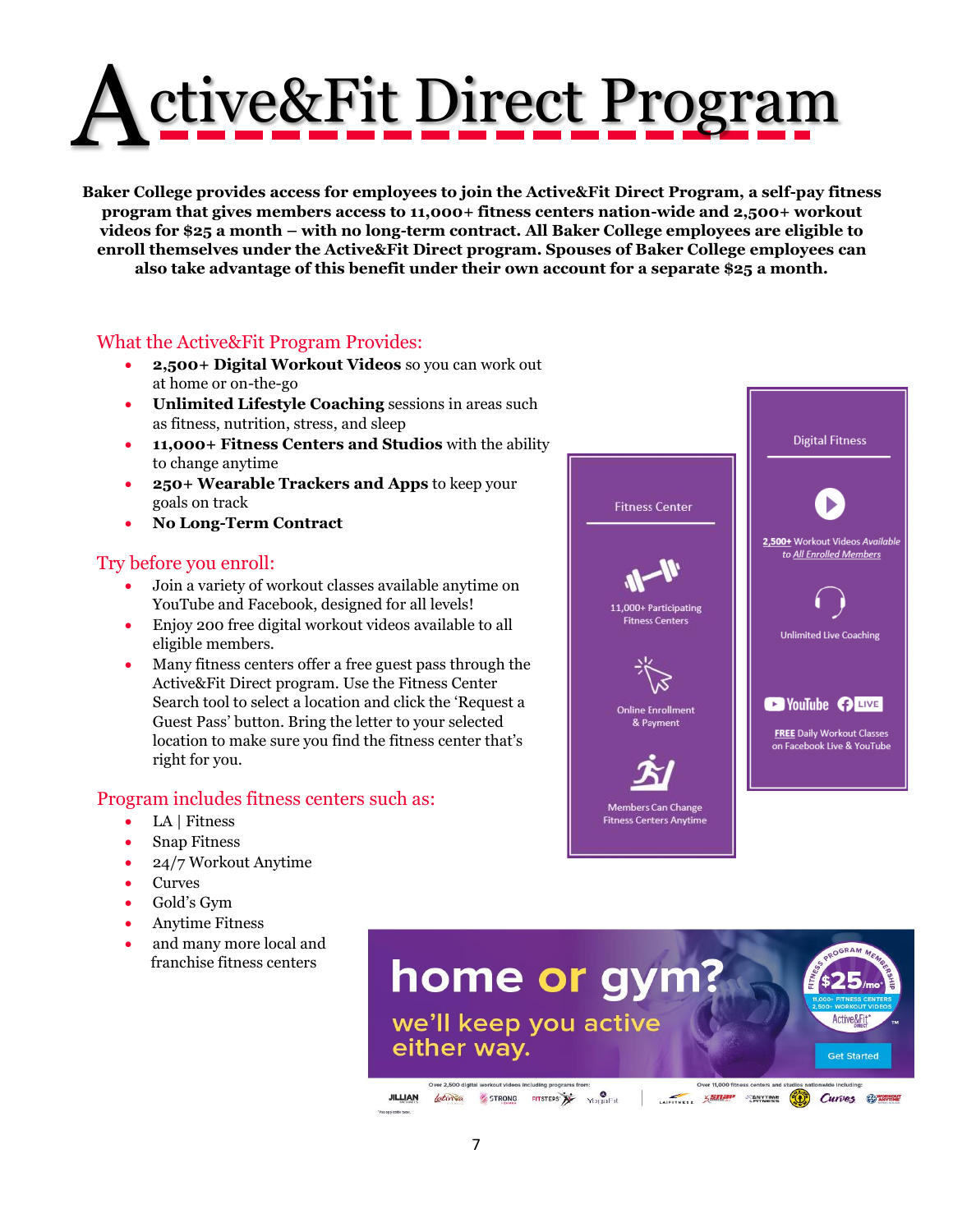# Active&Fit Direct Program

**Baker College provides access for employees to join the Active&Fit Direct Program, a self-pay fitness program that gives members access to 11,000+ fitness centers nation-wide and 2,500+ workout videos for $25 a month – with no long-term contract. All Baker College employees are eligible to enroll themselves under the Active&Fit Direct program. Spouses of Baker College employees can also take advantage of this benefit under their own account for a separate $25 a month.**

## What the Active&Fit Program Provides:

- **2,500+ Digital Workout Videos** so you can work out at home or on-the-go
- **Unlimited Lifestyle Coaching** sessions in areas such as fitness, nutrition, stress, and sleep
- **11,000+ Fitness Centers and Studios** with the ability to change anytime
- **250+ Wearable Trackers and Apps** to keep your goals on track
- **No Long-Term Contract**

## Try before you enroll:

- Join a variety of workout classes available anytime on YouTube and Facebook, designed for all levels!
- Enjoy 200 free digital workout videos available to all eligible members.
- Many fitness centers offer a free guest pass through the Active&Fit Direct program. Use the Fitness Center Search tool to select a location and click the 'Request a Guest Pass' button. Bring the letter to your selected location to make sure you find the fitness center that's right for you.

## Program includes fitness centers such as:

- LA | Fitness
- Snap Fitness
- 24/7 Workout Anytime
- Curves
- Gold's Gym
- Anytime Fitness
- and many more local and franchise fitness centers

**Fitness Center**

- 11,000+ Participating Fitness Centers
- Online Enrollment & Payment
- Members Can Change Fitness Centers Anytime

**Digital Fitness**

- 2,500+ Workout Videos Available to All Enrolled Members
- Unlimited Live Coaching
- FREE Daily Workout Classes on Facebook Live & YouTube

**home or gym?**
we'll keep you active either way.

Fitness Program Membership $25/mo* — 11,000+ Fitness Centers, 2,500+ Workout Videos — Active&Fit Direct™

Get Started

Over 2,500 digital workout videos including programs from: Jillian Michaels, Latina, Strong, Fitsteps, YogaFit

Over 11,000 fitness centers and studios nationwide including: LA Fitness, Snap Fitness, Anytime Fitness, Gold's Gym, Curves, Workout Anytime

*Plus applicable taxes.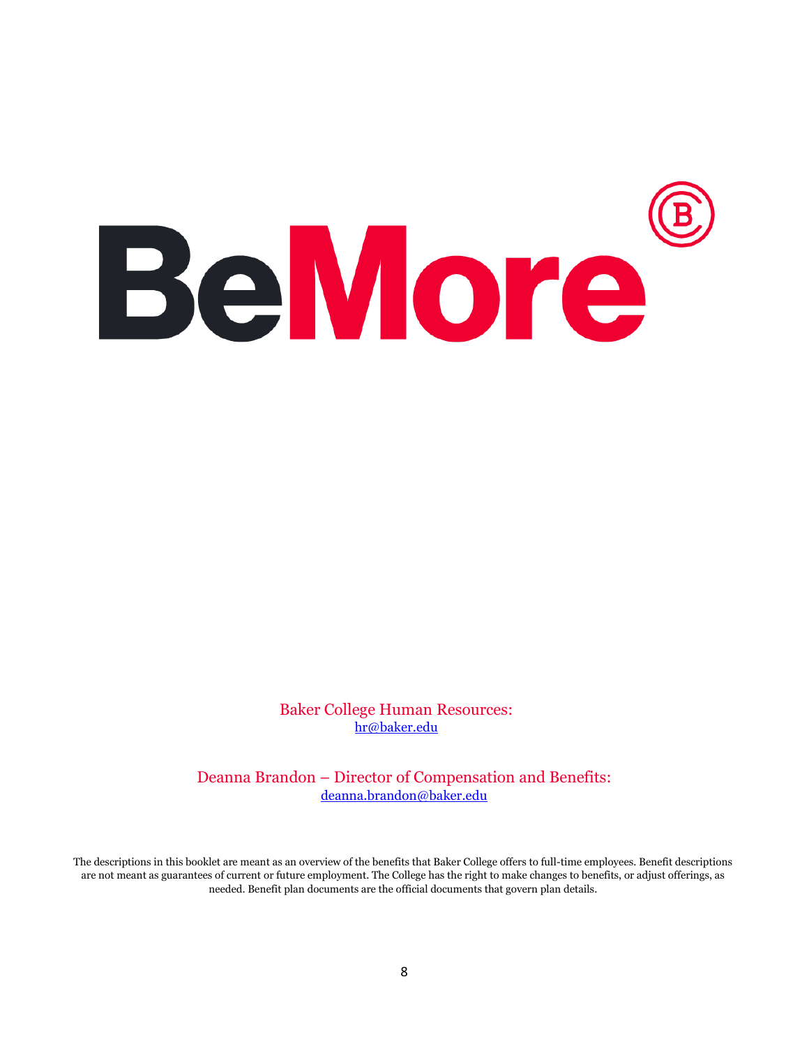# BeMore

Baker College Human Resources:
hr@baker.edu

Deanna Brandon – Director of Compensation and Benefits:
deanna.brandon@baker.edu

The descriptions in this booklet are meant as an overview of the benefits that Baker College offers to full-time employees. Benefit descriptions are not meant as guarantees of current or future employment. The College has the right to make changes to benefits, or adjust offerings, as needed. Benefit plan documents are the official documents that govern plan details.